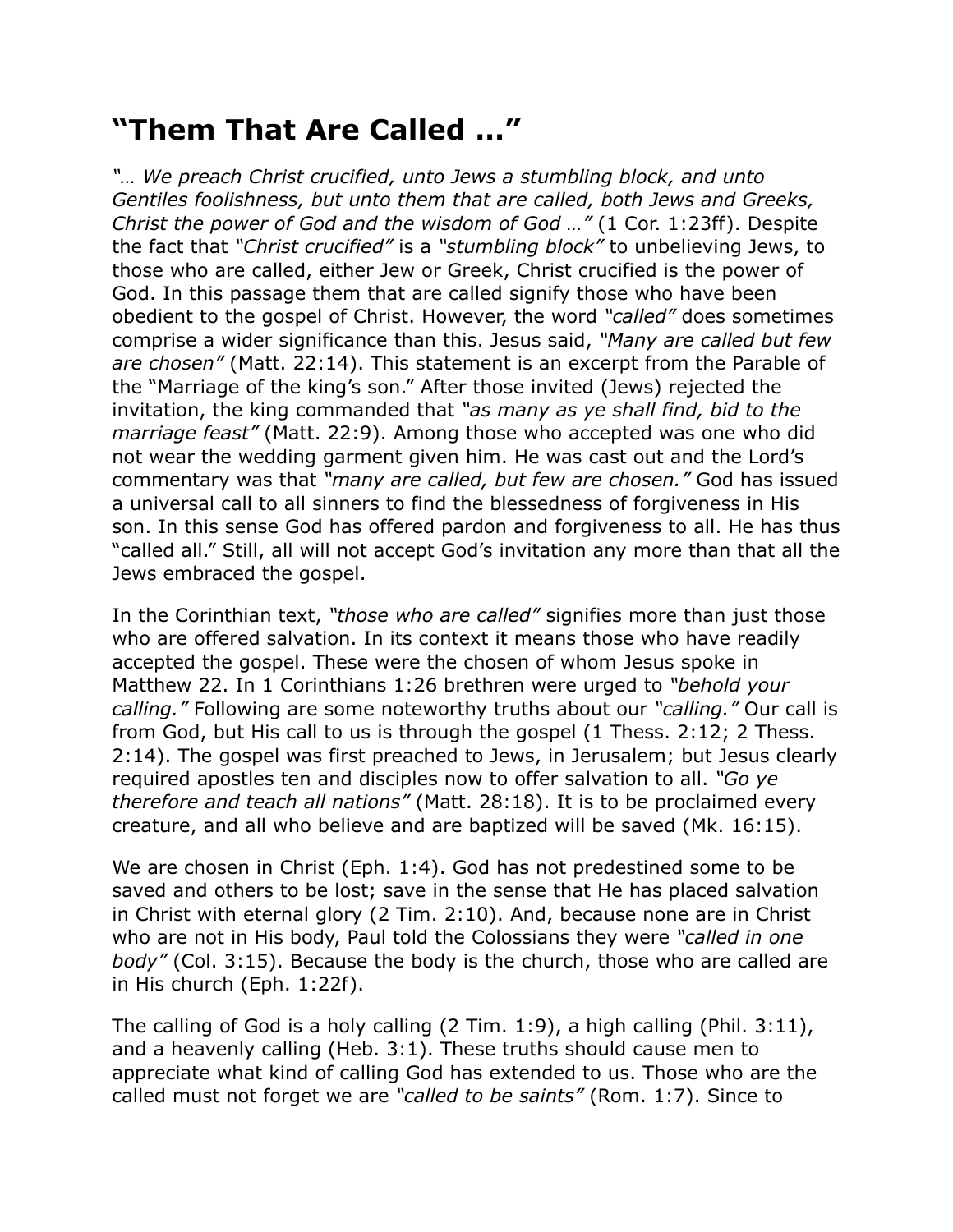# "Them That Are Called …"

*"… We preach Christ crucified, unto Jews a stumbling block, and unto Gentiles foolishness, but unto them that are called, both Jews and Greeks, Christ the power of God and the wisdom of God …"* (1 Cor. 1:23ff). Despite the fact that *"Christ crucified"* is a *"stumbling block"* to unbelieving Jews, to those who are called, either Jew or Greek, Christ crucified is the power of God. In this passage them that are called signify those who have been obedient to the gospel of Christ. However, the word *"called"* does sometimes comprise a wider significance than this. Jesus said, *"Many are called but few are chosen"* (Matt. 22:14). This statement is an excerpt from the Parable of the "Marriage of the king's son." After those invited (Jews) rejected the invitation, the king commanded that *"as many as ye shall find, bid to the marriage feast"* (Matt. 22:9). Among those who accepted was one who did not wear the wedding garment given him. He was cast out and the Lord's commentary was that *"many are called, but few are chosen."* God has issued a universal call to all sinners to find the blessedness of forgiveness in His son. In this sense God has offered pardon and forgiveness to all. He has thus "called all." Still, all will not accept God's invitation any more than that all the Jews embraced the gospel.

In the Corinthian text, *"those who are called"* signifies more than just those who are offered salvation. In its context it means those who have readily accepted the gospel. These were the chosen of whom Jesus spoke in Matthew 22. In 1 Corinthians 1:26 brethren were urged to *"behold your calling."* Following are some noteworthy truths about our *"calling."* Our call is from God, but His call to us is through the gospel (1 Thess. 2:12; 2 Thess. 2:14). The gospel was first preached to Jews, in Jerusalem; but Jesus clearly required apostles ten and disciples now to offer salvation to all. *"Go ye therefore and teach all nations"* (Matt. 28:18). It is to be proclaimed every creature, and all who believe and are baptized will be saved (Mk. 16:15).

We are chosen in Christ (Eph. 1:4). God has not predestined some to be saved and others to be lost; save in the sense that He has placed salvation in Christ with eternal glory (2 Tim. 2:10). And, because none are in Christ who are not in His body, Paul told the Colossians they were *"called in one body"* (Col. 3:15). Because the body is the church, those who are called are in His church (Eph. 1:22f).

The calling of God is a holy calling (2 Tim. 1:9), a high calling (Phil. 3:11), and a heavenly calling (Heb. 3:1). These truths should cause men to appreciate what kind of calling God has extended to us. Those who are the called must not forget we are *"called to be saints"* (Rom. 1:7). Since to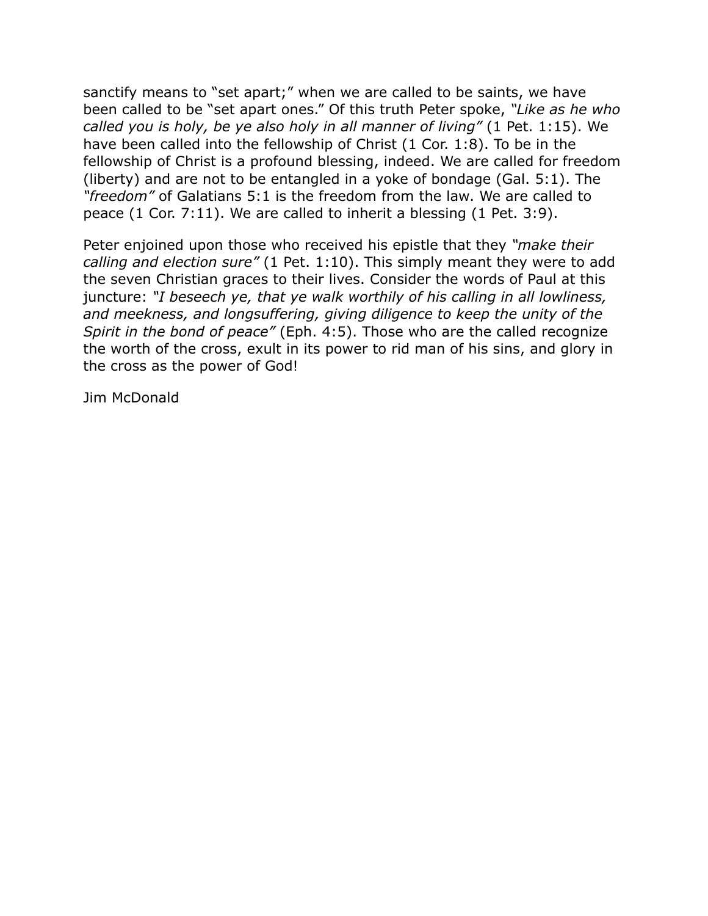sanctify means to "set apart;" when we are called to be saints, we have been called to be "set apart ones." Of this truth Peter spoke, *"Like as he who called you is holy, be ye also holy in all manner of living"* (1 Pet. 1:15). We have been called into the fellowship of Christ (1 Cor. 1:8). To be in the fellowship of Christ is a profound blessing, indeed. We are called for freedom (liberty) and are not to be entangled in a yoke of bondage (Gal. 5:1). The *"freedom"* of Galatians 5:1 is the freedom from the law. We are called to peace (1 Cor. 7:11). We are called to inherit a blessing (1 Pet. 3:9).

Peter enjoined upon those who received his epistle that they *"make their calling and election sure"* (1 Pet. 1:10). This simply meant they were to add the seven Christian graces to their lives. Consider the words of Paul at this juncture: *"I beseech ye, that ye walk worthily of his calling in all lowliness, and meekness, and longsuffering, giving diligence to keep the unity of the Spirit in the bond of peace"* (Eph. 4:5). Those who are the called recognize the worth of the cross, exult in its power to rid man of his sins, and glory in the cross as the power of God!

Jim McDonald